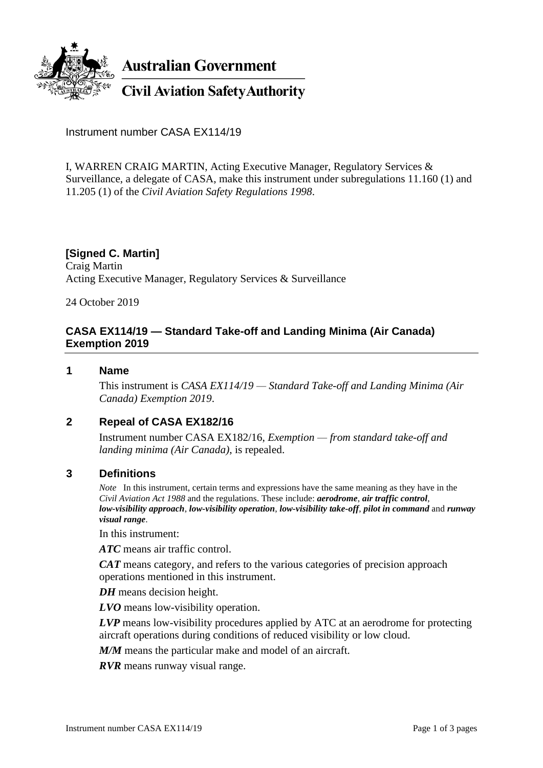**Australian Government**

**Civil Aviation Safety Authority**

Instrument number CASA EX114/19

I, WARREN CRAIG MARTIN, Acting Executive Manager, Regulatory Services & Surveillance, a delegate of CASA, make this instrument under subregulations 11.160 (1) and 11.205 (1) of the *Civil Aviation Safety Regulations 1998*.

**[Signed C. Martin]**
Craig Martin
Acting Executive Manager, Regulatory Services & Surveillance

24 October 2019

## CASA EX114/19 — Standard Take-off and Landing Minima (Air Canada) Exemption 2019

### 1 Name

This instrument is *CASA EX114/19 — Standard Take-off and Landing Minima (Air Canada) Exemption 2019*.

### 2 Repeal of CASA EX182/16

Instrument number CASA EX182/16, *Exemption — from standard take-off and landing minima (Air Canada)*, is repealed.

### 3 Definitions

*Note* In this instrument, certain terms and expressions have the same meaning as they have in the *Civil Aviation Act 1988* and the regulations. These include: ***aerodrome***, ***air traffic control***, ***low-visibility approach***, ***low-visibility operation***, ***low-visibility take-off***, ***pilot in command*** and ***runway visual range***.

In this instrument:

***ATC*** means air traffic control.

***CAT*** means category, and refers to the various categories of precision approach operations mentioned in this instrument.

***DH*** means decision height.

***LVO*** means low-visibility operation.

***LVP*** means low-visibility procedures applied by ATC at an aerodrome for protecting aircraft operations during conditions of reduced visibility or low cloud.

***M/M*** means the particular make and model of an aircraft.

***RVR*** means runway visual range.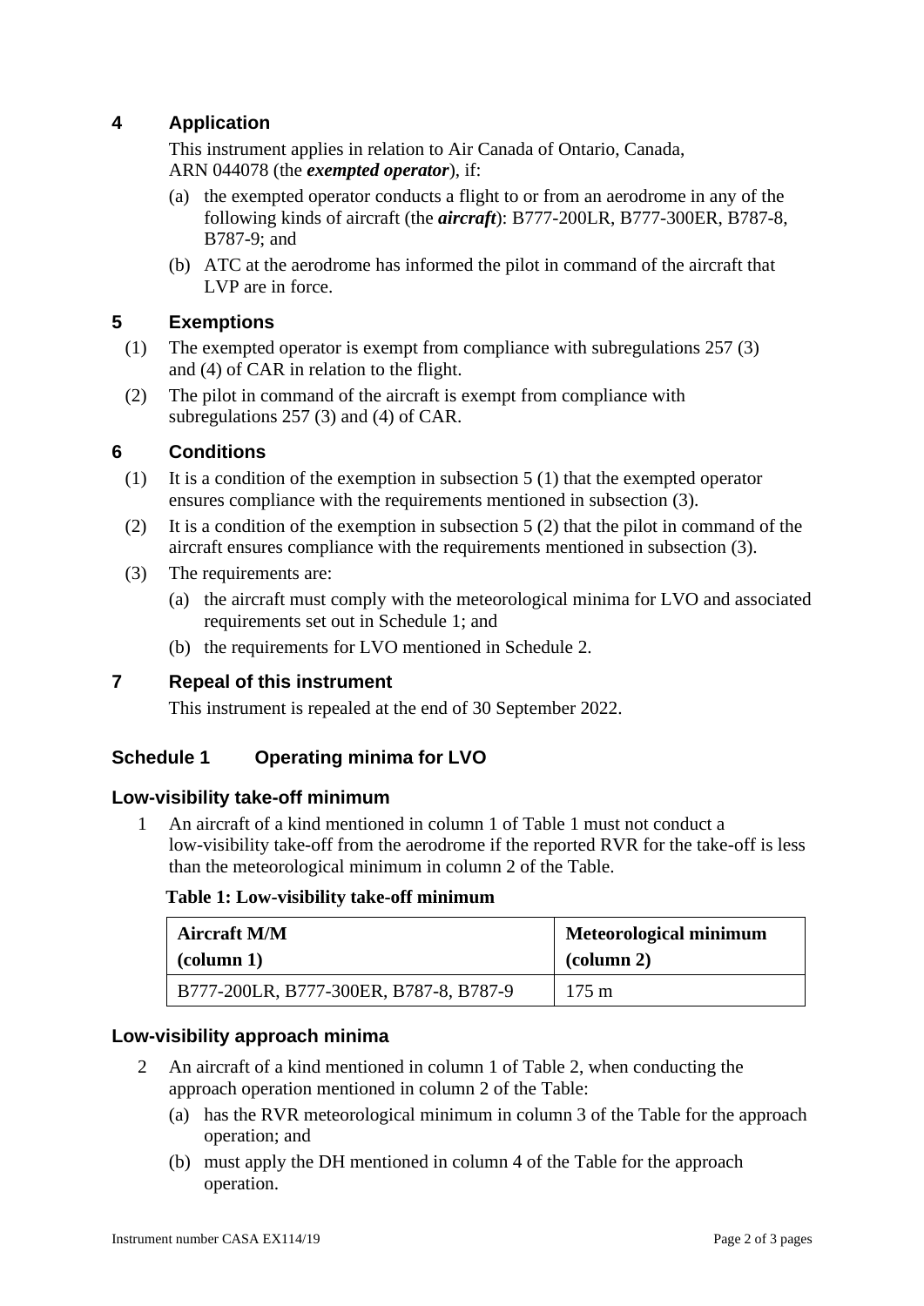## 4 Application

This instrument applies in relation to Air Canada of Ontario, Canada, ARN 044078 (the ***exempted operator***), if:

(a) the exempted operator conducts a flight to or from an aerodrome in any of the following kinds of aircraft (the ***aircraft***): B777-200LR, B777-300ER, B787-8, B787-9; and

(b) ATC at the aerodrome has informed the pilot in command of the aircraft that LVP are in force.

## 5 Exemptions

(1) The exempted operator is exempt from compliance with subregulations 257 (3) and (4) of CAR in relation to the flight.

(2) The pilot in command of the aircraft is exempt from compliance with subregulations 257 (3) and (4) of CAR.

## 6 Conditions

(1) It is a condition of the exemption in subsection 5 (1) that the exempted operator ensures compliance with the requirements mentioned in subsection (3).

(2) It is a condition of the exemption in subsection 5 (2) that the pilot in command of the aircraft ensures compliance with the requirements mentioned in subsection (3).

(3) The requirements are:

(a) the aircraft must comply with the meteorological minima for LVO and associated requirements set out in Schedule 1; and

(b) the requirements for LVO mentioned in Schedule 2.

## 7 Repeal of this instrument

This instrument is repealed at the end of 30 September 2022.

## Schedule 1 Operating minima for LVO

### Low-visibility take-off minimum

1 An aircraft of a kind mentioned in column 1 of Table 1 must not conduct a low-visibility take-off from the aerodrome if the reported RVR for the take-off is less than the meteorological minimum in column 2 of the Table.

**Table 1: Low-visibility take-off minimum**

| Aircraft M/M (column 1) | Meteorological minimum (column 2) |
|---|---|
| B777-200LR, B777-300ER, B787-8, B787-9 | 175 m |

### Low-visibility approach minima

2 An aircraft of a kind mentioned in column 1 of Table 2, when conducting the approach operation mentioned in column 2 of the Table:

(a) has the RVR meteorological minimum in column 3 of the Table for the approach operation; and

(b) must apply the DH mentioned in column 4 of the Table for the approach operation.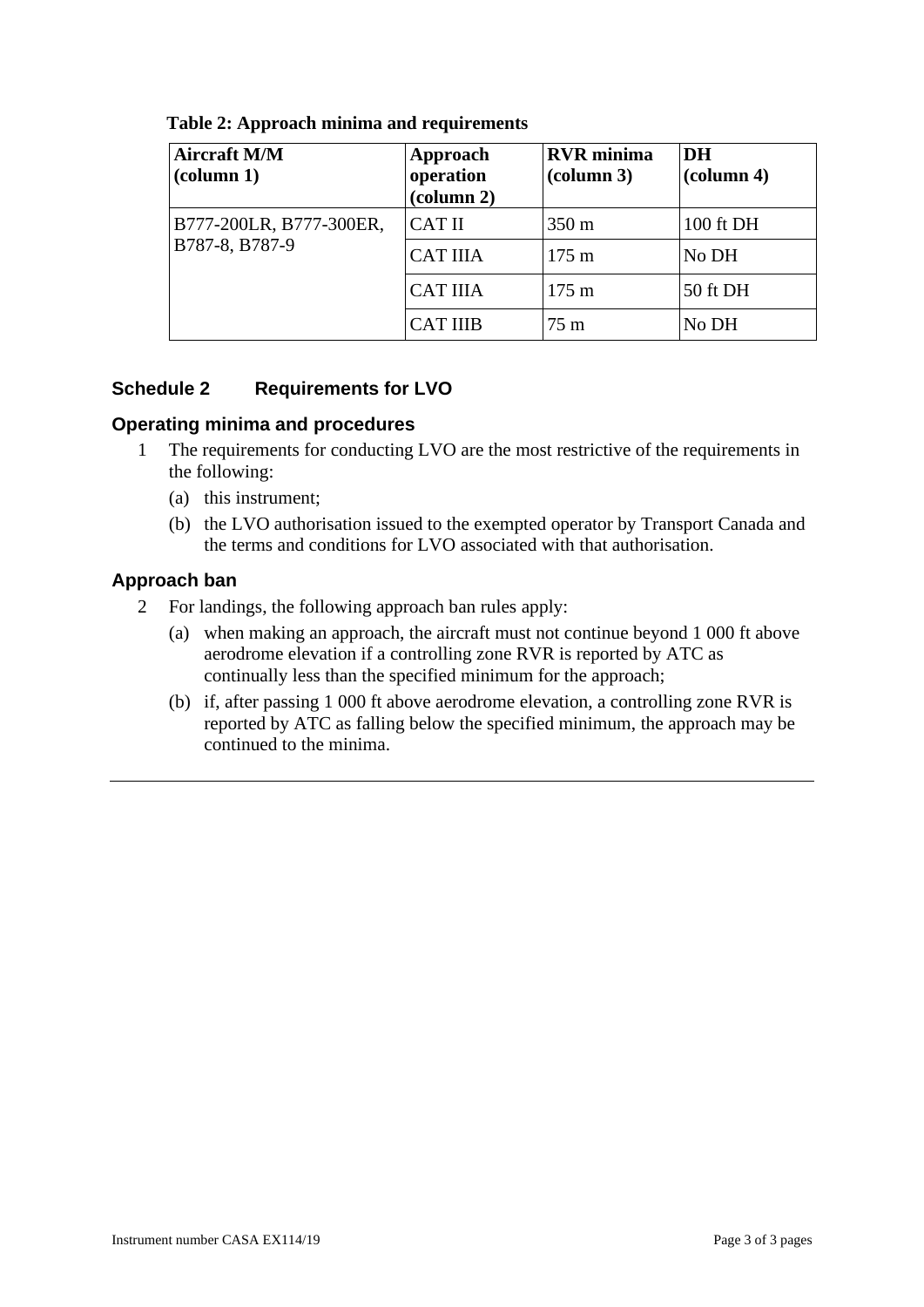**Table 2: Approach minima and requirements**

| Aircraft M/M (column 1) | Approach operation (column 2) | RVR minima (column 3) | DH (column 4) |
|---|---|---|---|
| B777-200LR, B777-300ER, B787-8, B787-9 | CAT II | 350 m | 100 ft DH |
| | CAT IIIA | 175 m | No DH |
| | CAT IIIA | 175 m | 50 ft DH |
| | CAT IIIB | 75 m | No DH |

## Schedule 2 Requirements for LVO

### Operating minima and procedures

1 The requirements for conducting LVO are the most restrictive of the requirements in the following:

(a) this instrument;

(b) the LVO authorisation issued to the exempted operator by Transport Canada and the terms and conditions for LVO associated with that authorisation.

### Approach ban

2 For landings, the following approach ban rules apply:

(a) when making an approach, the aircraft must not continue beyond 1 000 ft above aerodrome elevation if a controlling zone RVR is reported by ATC as continually less than the specified minimum for the approach;

(b) if, after passing 1 000 ft above aerodrome elevation, a controlling zone RVR is reported by ATC as falling below the specified minimum, the approach may be continued to the minima.